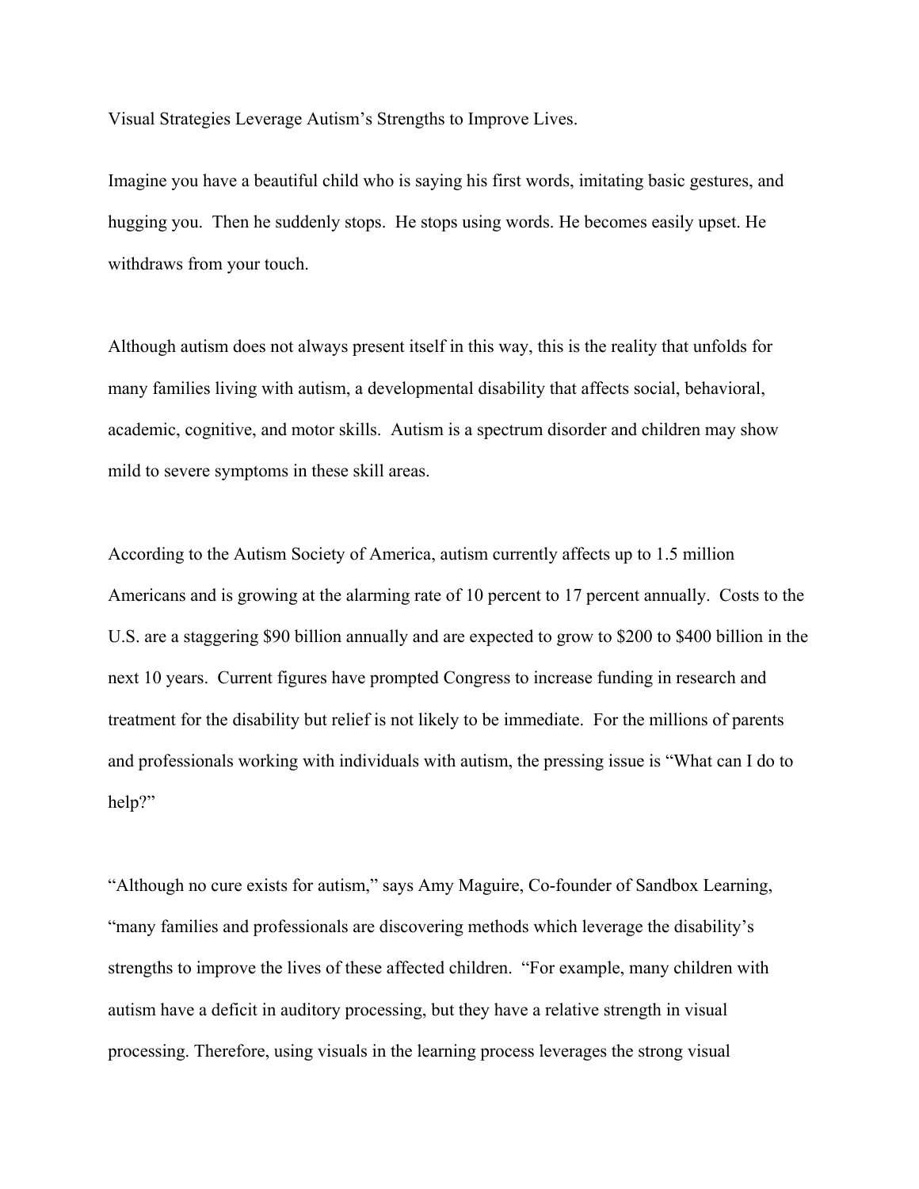# Visual Strategies Leverage Autism's Strengths to Improve Lives.

Imagine you have a beautiful child who is saying his first words, imitating basic gestures, and hugging you. Then he suddenly stops. He stops using words. He becomes easily upset. He withdraws from your touch.

Although autism does not always present itself in this way, this is the reality that unfolds for many families living with autism, a developmental disability that affects social, behavioral, academic, cognitive, and motor skills. Autism is a spectrum disorder and children may show mild to severe symptoms in these skill areas.

According to the Autism Society of America, autism currently affects up to 1.5 million Americans and is growing at the alarming rate of 10 percent to 17 percent annually. Costs to the U.S. are a staggering $90 billion annually and are expected to grow to $200 to $400 billion in the next 10 years. Current figures have prompted Congress to increase funding in research and treatment for the disability but relief is not likely to be immediate. For the millions of parents and professionals working with individuals with autism, the pressing issue is "What can I do to help?"

"Although no cure exists for autism," says Amy Maguire, Co-founder of Sandbox Learning, "many families and professionals are discovering methods which leverage the disability's strengths to improve the lives of these affected children. "For example, many children with autism have a deficit in auditory processing, but they have a relative strength in visual processing. Therefore, using visuals in the learning process leverages the strong visual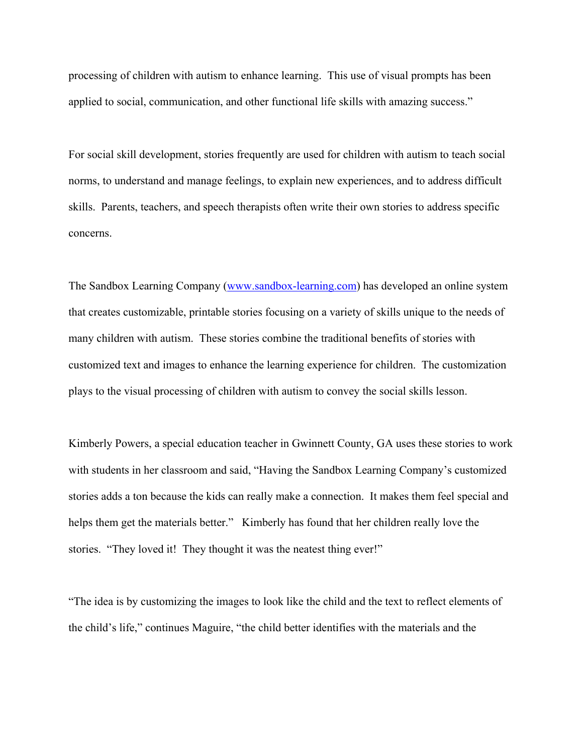processing of children with autism to enhance learning. This use of visual prompts has been applied to social, communication, and other functional life skills with amazing success."

For social skill development, stories frequently are used for children with autism to teach social norms, to understand and manage feelings, to explain new experiences, and to address difficult skills. Parents, teachers, and speech therapists often write their own stories to address specific concerns.

The Sandbox Learning Company ([www.sandbox-learning.com](http://www.sandbox-learning.com)) has developed an online system that creates customizable, printable stories focusing on a variety of skills unique to the needs of many children with autism. These stories combine the traditional benefits of stories with customized text and images to enhance the learning experience for children. The customization plays to the visual processing of children with autism to convey the social skills lesson.

Kimberly Powers, a special education teacher in Gwinnett County, GA uses these stories to work with students in her classroom and said, "Having the Sandbox Learning Company's customized stories adds a ton because the kids can really make a connection. It makes them feel special and helps them get the materials better." Kimberly has found that her children really love the stories. "They loved it! They thought it was the neatest thing ever!"

"The idea is by customizing the images to look like the child and the text to reflect elements of the child's life," continues Maguire, "the child better identifies with the materials and the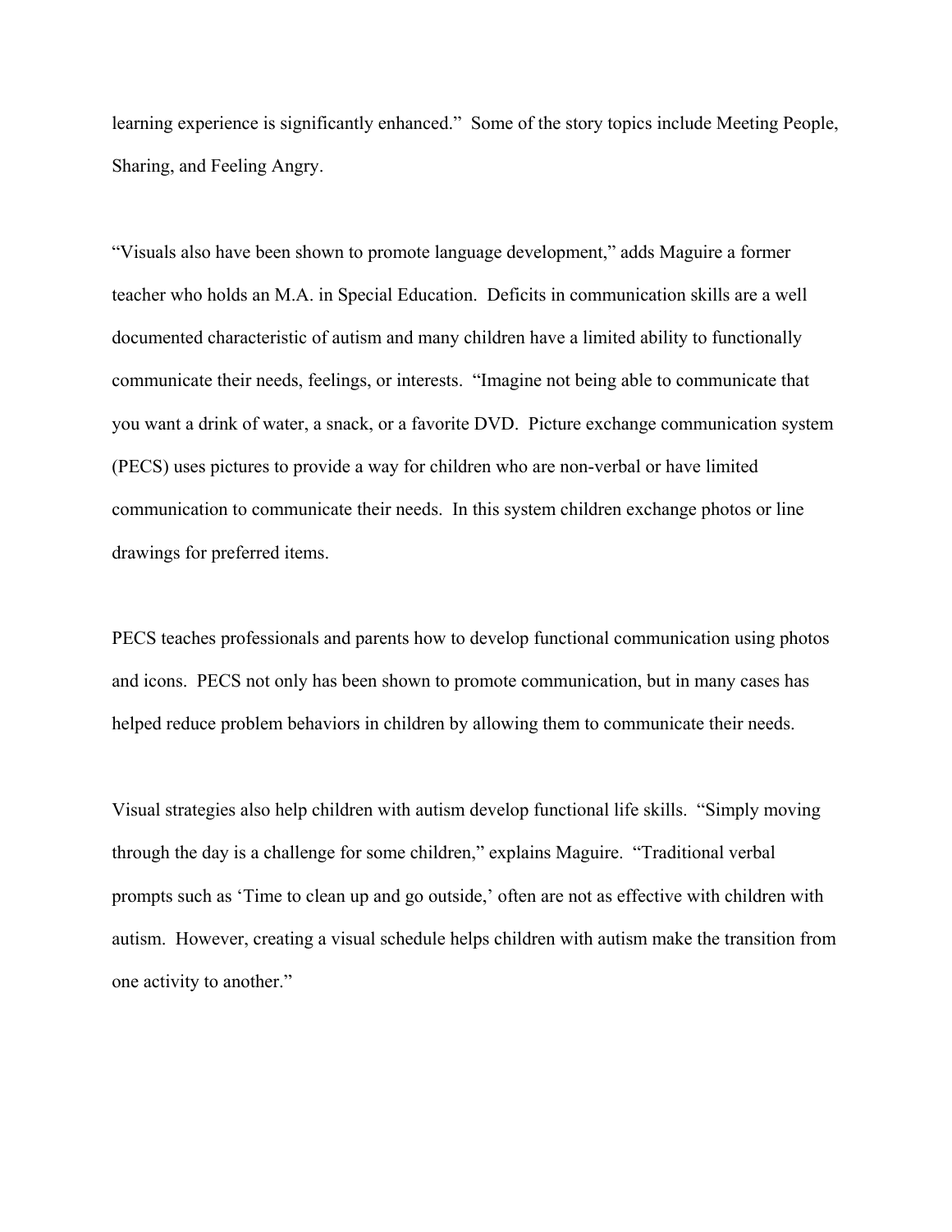learning experience is significantly enhanced." Some of the story topics include Meeting People, Sharing, and Feeling Angry.

"Visuals also have been shown to promote language development," adds Maguire a former teacher who holds an M.A. in Special Education. Deficits in communication skills are a well documented characteristic of autism and many children have a limited ability to functionally communicate their needs, feelings, or interests. "Imagine not being able to communicate that you want a drink of water, a snack, or a favorite DVD. Picture exchange communication system (PECS) uses pictures to provide a way for children who are non-verbal or have limited communication to communicate their needs. In this system children exchange photos or line drawings for preferred items.

PECS teaches professionals and parents how to develop functional communication using photos and icons. PECS not only has been shown to promote communication, but in many cases has helped reduce problem behaviors in children by allowing them to communicate their needs.

Visual strategies also help children with autism develop functional life skills. "Simply moving through the day is a challenge for some children," explains Maguire. "Traditional verbal prompts such as 'Time to clean up and go outside,' often are not as effective with children with autism. However, creating a visual schedule helps children with autism make the transition from one activity to another."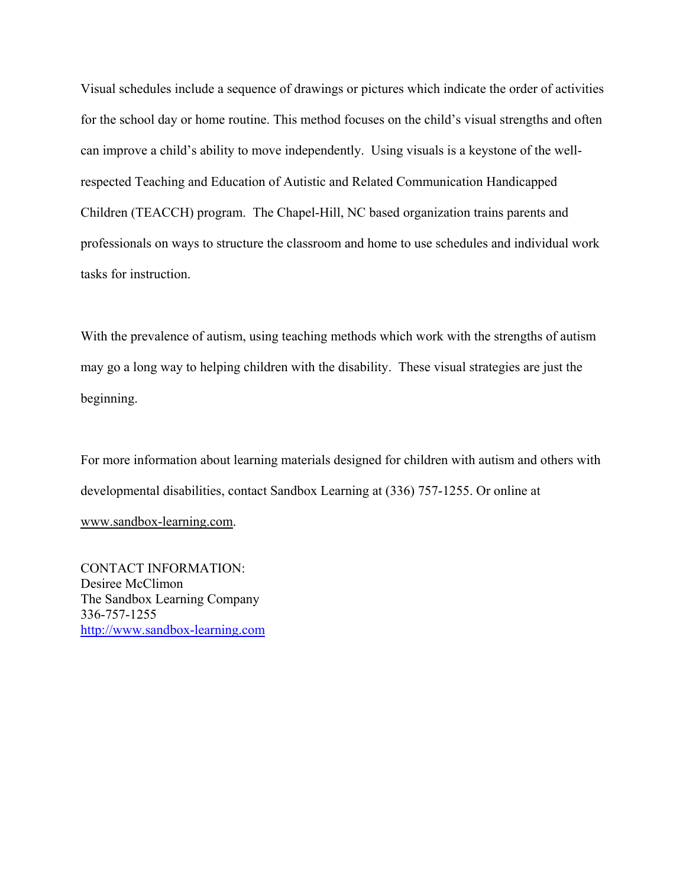Visual schedules include a sequence of drawings or pictures which indicate the order of activities for the school day or home routine. This method focuses on the child's visual strengths and often can improve a child's ability to move independently. Using visuals is a keystone of the well-respected Teaching and Education of Autistic and Related Communication Handicapped Children (TEACCH) program. The Chapel-Hill, NC based organization trains parents and professionals on ways to structure the classroom and home to use schedules and individual work tasks for instruction.

With the prevalence of autism, using teaching methods which work with the strengths of autism may go a long way to helping children with the disability. These visual strategies are just the beginning.

For more information about learning materials designed for children with autism and others with developmental disabilities, contact Sandbox Learning at (336) 757-1255. Or online at www.sandbox-learning.com.

CONTACT INFORMATION:
Desiree McClimon
The Sandbox Learning Company
336-757-1255
http://www.sandbox-learning.com